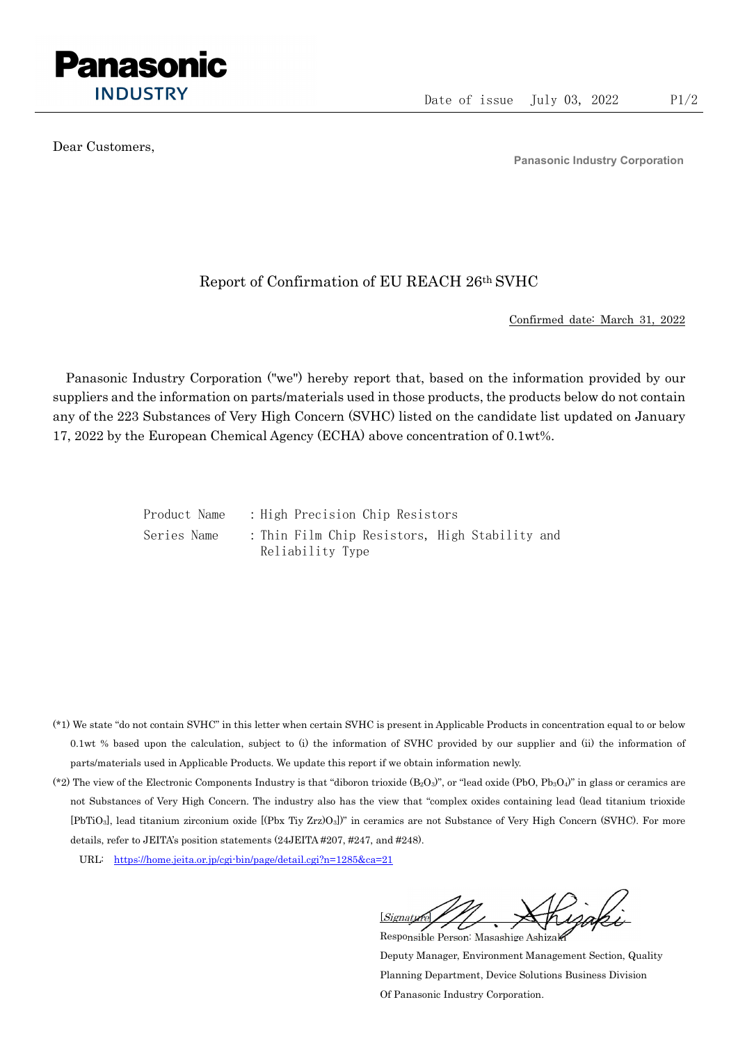Panasonic INDUSTRY

Date of issue July 03, 2022

Dear Customers,

**Panasonic Industry Corporation**

# Report of Confirmation of EU REACH 26th SVHC

Confirmed date: March 31, 2022

Panasonic Industry Corporation ("we") hereby report that, based on the information provided by our suppliers and the information on parts/materials used in those products, the products below do not contain any of the 223 Substances of Very High Concern (SVHC) listed on the candidate list updated on January 17, 2022 by the European Chemical Agency (ECHA) above concentration of 0.1wt%.

Product Name : High Precision Chip Resistors
Series Name : Thin Film Chip Resistors, High Stability and Reliability Type

(*1) We state "do not contain SVHC" in this letter when certain SVHC is present in Applicable Products in concentration equal to or below 0.1wt % based upon the calculation, subject to (i) the information of SVHC provided by our supplier and (ii) the information of parts/materials used in Applicable Products. We update this report if we obtain information newly.

(*2) The view of the Electronic Components Industry is that "diboron trioxide ($B_2O_3$)", or "lead oxide (PbO, $Pb_3O_4$)" in glass or ceramics are not Substances of Very High Concern. The industry also has the view that "complex oxides containing lead (lead titanium trioxide [$PbTiO_3$], lead titanium zirconium oxide [(Pbx Tiy Zrz)$O_3$])" in ceramics are not Substance of Very High Concern (SVHC). For more details, refer to JEITA's position statements (24JEITA #207, #247, and #248).

URL: https://home.jeita.or.jp/cgi-bin/page/detail.cgi?n=1285&ca=21

[Signature] M. Ashizaki

Responsible Person: Masashige Ashizaki
Deputy Manager, Environment Management Section, Quality Planning Department, Device Solutions Business Division
Of Panasonic Industry Corporation.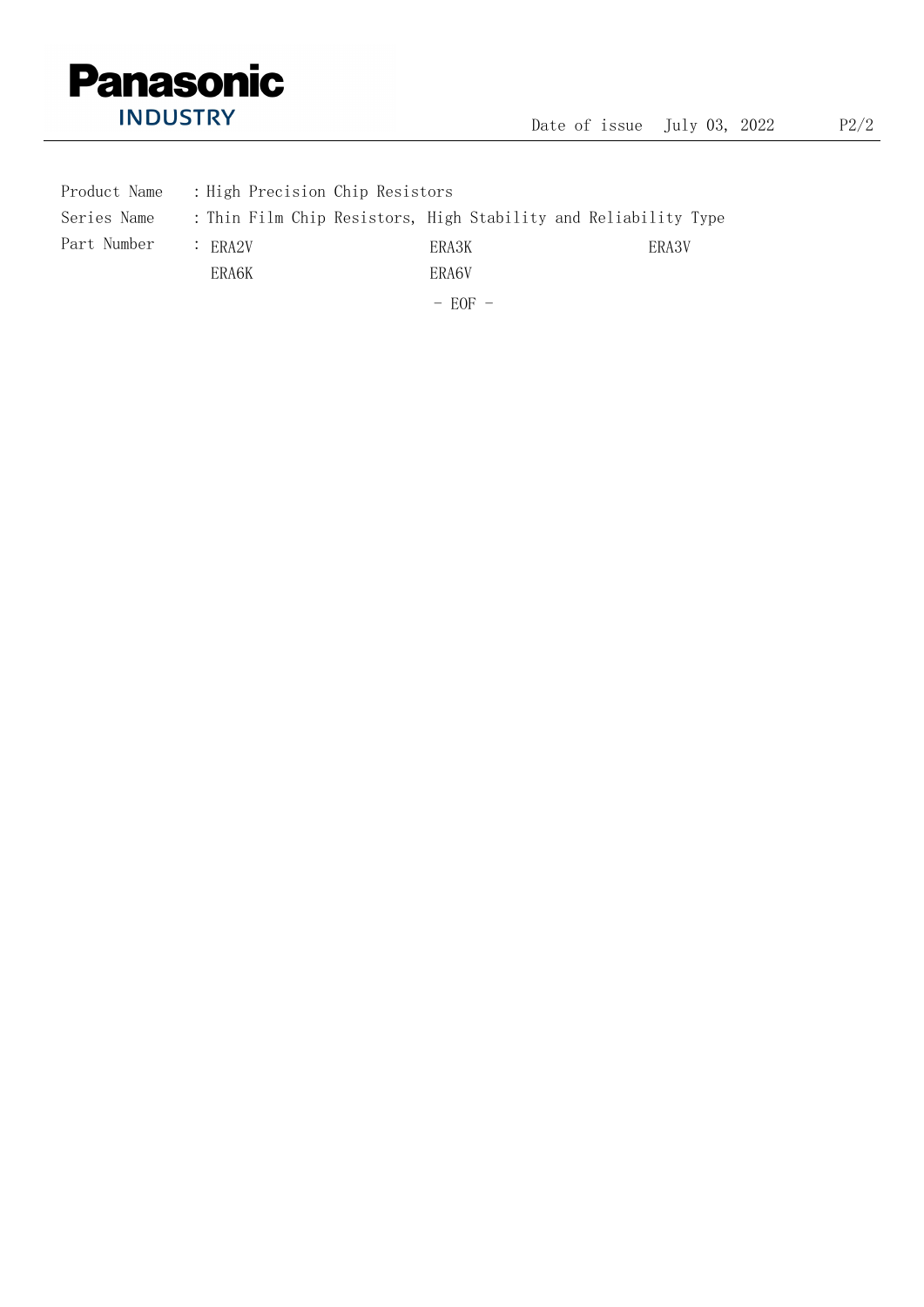Product Name : High Precision Chip Resistors

Series Name : Thin Film Chip Resistors, High Stability and Reliability Type

Part Number :

| | | |
|---|---|---|
| ERA2V | ERA3K | ERA3V |
| ERA6K | ERA6V | |

- EOF -